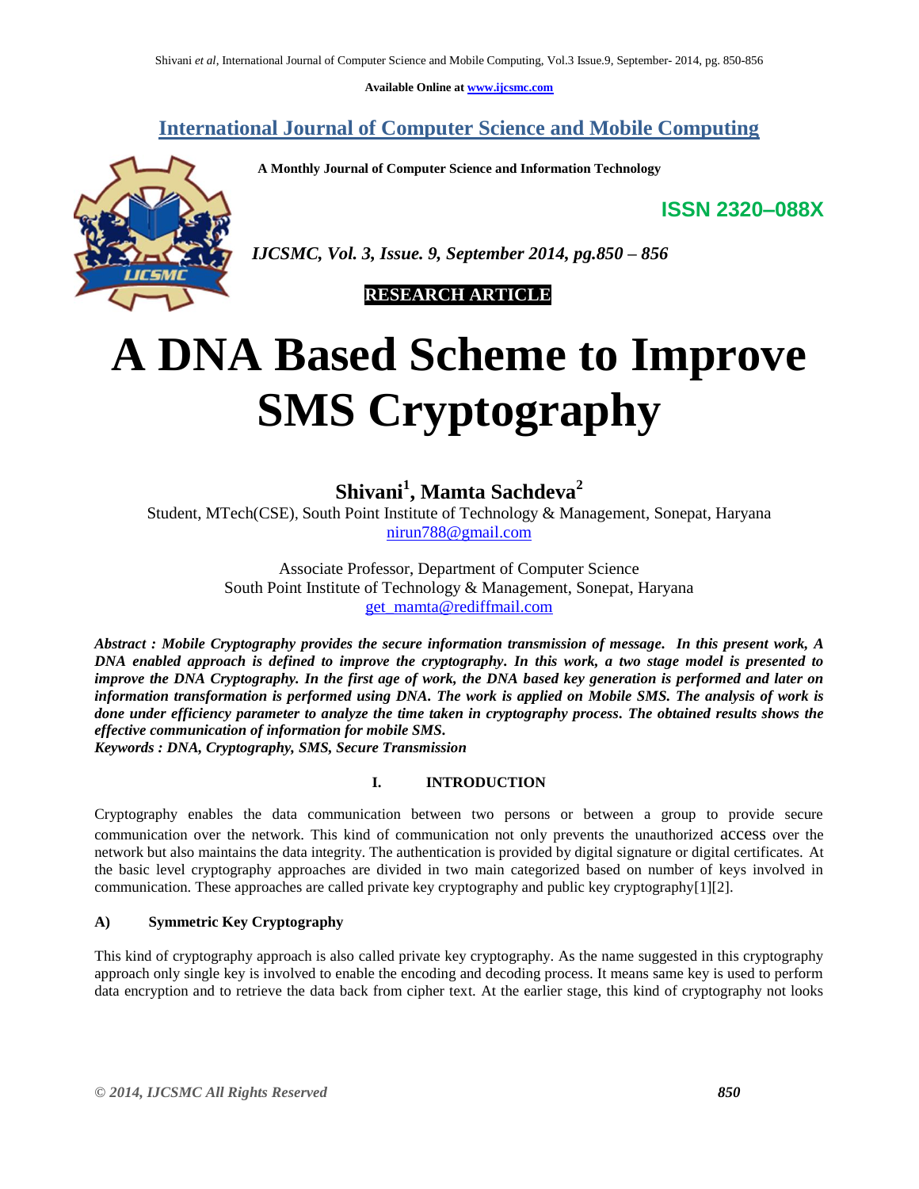Available Online at www.ijcsmc.com

## International Journal of Computer Science and Mobile Computing

**A Monthly Journal of Computer Science and Information Technology**

**ISSN 2320–088X**

*IJCSMC, Vol. 3, Issue. 9, September 2014, pg.850 – 856*

**RESEARCH ARTICLE**

# A DNA Based Scheme to Improve SMS Cryptography

**Shivani[1], Mamta Sachdeva[2]**

Student, MTech(CSE), South Point Institute of Technology & Management, Sonepat, Haryana
nirun788@gmail.com

Associate Professor, Department of Computer Science
South Point Institute of Technology & Management, Sonepat, Haryana
get_mamta@rediffmail.com

***Abstract : Mobile Cryptography provides the secure information transmission of message. In this present work, A DNA enabled approach is defined to improve the cryptography. In this work, a two stage model is presented to improve the DNA Cryptography. In the first age of work, the DNA based key generation is performed and later on information transformation is performed using DNA. The work is applied on Mobile SMS. The analysis of work is done under efficiency parameter to analyze the time taken in cryptography process. The obtained results shows the effective communication of information for mobile SMS.***

***Keywords : DNA, Cryptography, SMS, Secure Transmission***

## I. INTRODUCTION

Cryptography enables the data communication between two persons or between a group to provide secure communication over the network. This kind of communication not only prevents the unauthorized access over the network but also maintains the data integrity. The authentication is provided by digital signature or digital certificates. At the basic level cryptography approaches are divided in two main categorized based on number of keys involved in communication. These approaches are called private key cryptography and public key cryptography[1][2].

### A) Symmetric Key Cryptography

This kind of cryptography approach is also called private key cryptography. As the name suggested in this cryptography approach only single key is involved to enable the encoding and decoding process. It means same key is used to perform data encryption and to retrieve the data back from cipher text. At the earlier stage, this kind of cryptography not looks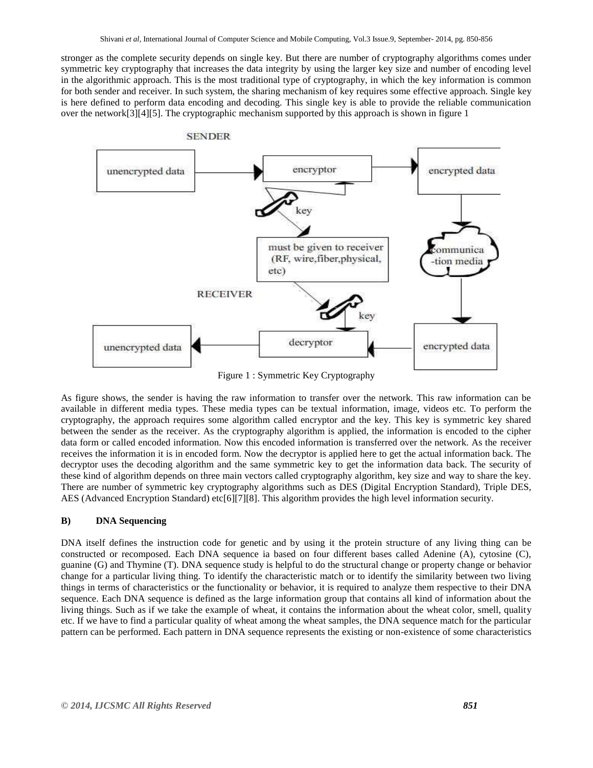stronger as the complete security depends on single key. But there are number of cryptography algorithms comes under symmetric key cryptography that increases the data integrity by using the larger key size and number of encoding level in the algorithmic approach. This is the most traditional type of cryptography, in which the key information is common for both sender and receiver. In such system, the sharing mechanism of key requires some effective approach. Single key is here defined to perform data encoding and decoding. This single key is able to provide the reliable communication over the network[3][4][5]. The cryptographic mechanism supported by this approach is shown in figure 1

Figure 1 : Symmetric Key Cryptography

As figure shows, the sender is having the raw information to transfer over the network. This raw information can be available in different media types. These media types can be textual information, image, videos etc. To perform the cryptography, the approach requires some algorithm called encryptor and the key. This key is symmetric key shared between the sender as the receiver. As the cryptography algorithm is applied, the information is encoded to the cipher data form or called encoded information. Now this encoded information is transferred over the network. As the receiver receives the information it is in encoded form. Now the decryptor is applied here to get the actual information back. The decryptor uses the decoding algorithm and the same symmetric key to get the information data back. The security of these kind of algorithm depends on three main vectors called cryptography algorithm, key size and way to share the key. There are number of symmetric key cryptography algorithms such as DES (Digital Encryption Standard), Triple DES, AES (Advanced Encryption Standard) etc[6][7][8]. This algorithm provides the high level information security.

### B) DNA Sequencing

DNA itself defines the instruction code for genetic and by using it the protein structure of any living thing can be constructed or recomposed. Each DNA sequence ia based on four different bases called Adenine (A), cytosine (C), guanine (G) and Thymine (T). DNA sequence study is helpful to do the structural change or property change or behavior change for a particular living thing. To identify the characteristic match or to identify the similarity between two living things in terms of characteristics or the functionality or behavior, it is required to analyze them respective to their DNA sequence. Each DNA sequence is defined as the large information group that contains all kind of information about the living things. Such as if we take the example of wheat, it contains the information about the wheat color, smell, quality etc. If we have to find a particular quality of wheat among the wheat samples, the DNA sequence match for the particular pattern can be performed. Each pattern in DNA sequence represents the existing or non-existence of some characteristics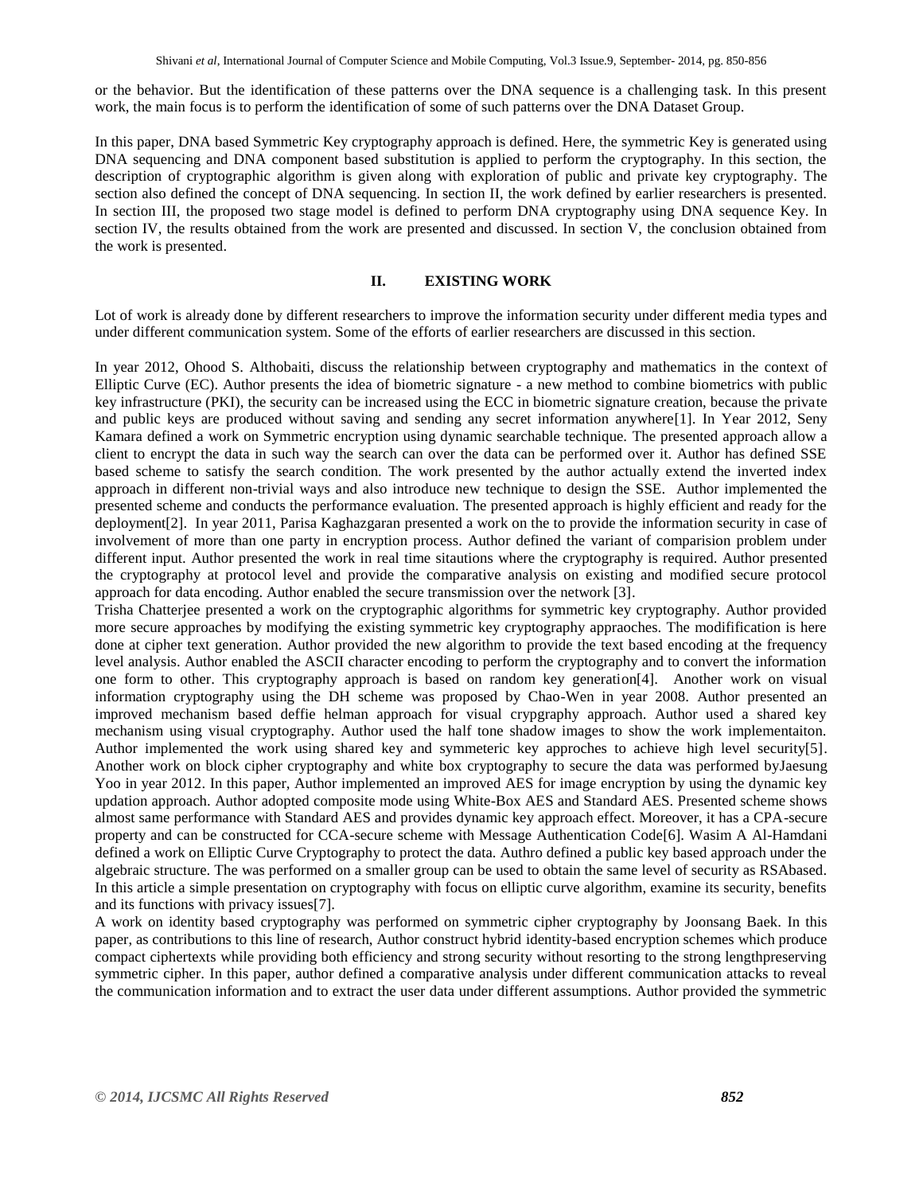or the behavior. But the identification of these patterns over the DNA sequence is a challenging task. In this present work, the main focus is to perform the identification of some of such patterns over the DNA Dataset Group.

In this paper, DNA based Symmetric Key cryptography approach is defined. Here, the symmetric Key is generated using DNA sequencing and DNA component based substitution is applied to perform the cryptography. In this section, the description of cryptographic algorithm is given along with exploration of public and private key cryptography. The section also defined the concept of DNA sequencing. In section II, the work defined by earlier researchers is presented. In section III, the proposed two stage model is defined to perform DNA cryptography using DNA sequence Key. In section IV, the results obtained from the work are presented and discussed. In section V, the conclusion obtained from the work is presented.

## II. EXISTING WORK

Lot of work is already done by different researchers to improve the information security under different media types and under different communication system. Some of the efforts of earlier researchers are discussed in this section.

In year 2012, Ohood S. Althobaiti, discuss the relationship between cryptography and mathematics in the context of Elliptic Curve (EC). Author presents the idea of biometric signature - a new method to combine biometrics with public key infrastructure (PKI), the security can be increased using the ECC in biometric signature creation, because the private and public keys are produced without saving and sending any secret information anywhere[1]. In Year 2012, Seny Kamara defined a work on Symmetric encryption using dynamic searchable technique. The presented approach allow a client to encrypt the data in such way the search can over the data can be performed over it. Author has defined SSE based scheme to satisfy the search condition. The work presented by the author actually extend the inverted index approach in different non-trivial ways and also introduce new technique to design the SSE. Author implemented the presented scheme and conducts the performance evaluation. The presented approach is highly efficient and ready for the deployment[2]. In year 2011, Parisa Kaghazgaran presented a work on the to provide the information security in case of involvement of more than one party in encryption process. Author defined the variant of comparision problem under different input. Author presented the work in real time sitautions where the cryptography is required. Author presented the cryptography at protocol level and provide the comparative analysis on existing and modified secure protocol approach for data encoding. Author enabled the secure transmission over the network [3].

Trisha Chatterjee presented a work on the cryptographic algorithms for symmetric key cryptography. Author provided more secure approaches by modifying the existing symmetric key cryptography appraoches. The modification is here done at cipher text generation. Author provided the new algorithm to provide the text based encoding at the frequency level analysis. Author enabled the ASCII character encoding to perform the cryptography and to convert the information one form to other. This cryptography approach is based on random key generation[4]. Another work on visual information cryptography using the DH scheme was proposed by Chao-Wen in year 2008. Author presented an improved mechanism based deffie helman approach for visual crypgraphy approach. Author used a shared key mechanism using visual cryptography. Author used the half tone shadow images to show the work implementaiton. Author implemented the work using shared key and symmeteric key approches to achieve high level security[5]. Another work on block cipher cryptography and white box cryptography to secure the data was performed byJaesung Yoo in year 2012. In this paper, Author implemented an improved AES for image encryption by using the dynamic key updation approach. Author adopted composite mode using White-Box AES and Standard AES. Presented scheme shows almost same performance with Standard AES and provides dynamic key approach effect. Moreover, it has a CPA-secure property and can be constructed for CCA-secure scheme with Message Authentication Code[6]. Wasim A Al-Hamdani defined a work on Elliptic Curve Cryptography to protect the data. Authro defined a public key based approach under the algebraic structure. The was performed on a smaller group can be used to obtain the same level of security as RSAbased. In this article a simple presentation on cryptography with focus on elliptic curve algorithm, examine its security, benefits and its functions with privacy issues[7].

A work on identity based cryptography was performed on symmetric cipher cryptography by Joonsang Baek. In this paper, as contributions to this line of research, Author construct hybrid identity-based encryption schemes which produce compact ciphertexts while providing both efficiency and strong security without resorting to the strong lengthpreserving symmetric cipher. In this paper, author defined a comparative analysis under different communication attacks to reveal the communication information and to extract the user data under different assumptions. Author provided the symmetric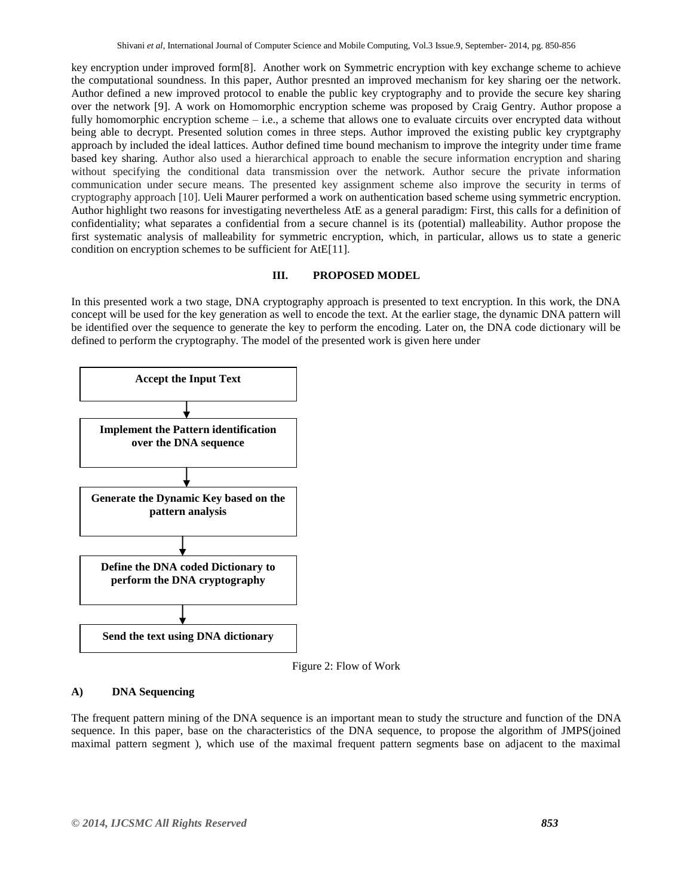key encryption under improved form[8]. Another work on Symmetric encryption with key exchange scheme to achieve the computational soundness. In this paper, Author presnted an improved mechanism for key sharing oer the network. Author defined a new improved protocol to enable the public key cryptography and to provide the secure key sharing over the network [9]. A work on Homomorphic encryption scheme was proposed by Craig Gentry. Author propose a fully homomorphic encryption scheme – i.e., a scheme that allows one to evaluate circuits over encrypted data without being able to decrypt. Presented solution comes in three steps. Author improved the existing public key cryptgraphy approach by included the ideal lattices. Author defined time bound mechanism to improve the integrity under time frame based key sharing. Author also used a hierarchical approach to enable the secure information encryption and sharing without specifying the conditional data transmission over the network. Author secure the private information communication under secure means. The presented key assignment scheme also improve the security in terms of cryptography approach [10]. Ueli Maurer performed a work on authentication based scheme using symmetric encryption. Author highlight two reasons for investigating nevertheless AtE as a general paradigm: First, this calls for a definition of confidentiality; what separates a confidential from a secure channel is its (potential) malleability. Author propose the first systematic analysis of malleability for symmetric encryption, which, in particular, allows us to state a generic condition on encryption schemes to be sufficient for AtE[11].

## III. PROPOSED MODEL

In this presented work a two stage, DNA cryptography approach is presented to text encryption. In this work, the DNA concept will be used for the key generation as well to encode the text. At the earlier stage, the dynamic DNA pattern will be identified over the sequence to generate the key to perform the encoding. Later on, the DNA code dictionary will be defined to perform the cryptography. The model of the presented work is given here under

**Accept the Input Text**

↓

**Implement the Pattern identification over the DNA sequence**

↓

**Generate the Dynamic Key based on the pattern analysis**

↓

**Define the DNA coded Dictionary to perform the DNA cryptography**

↓

**Send the text using DNA dictionary**

Figure 2: Flow of Work

### A) DNA Sequencing

The frequent pattern mining of the DNA sequence is an important mean to study the structure and function of the DNA sequence. In this paper, base on the characteristics of the DNA sequence, to propose the algorithm of JMPS(joined maximal pattern segment ), which use of the maximal frequent pattern segments base on adjacent to the maximal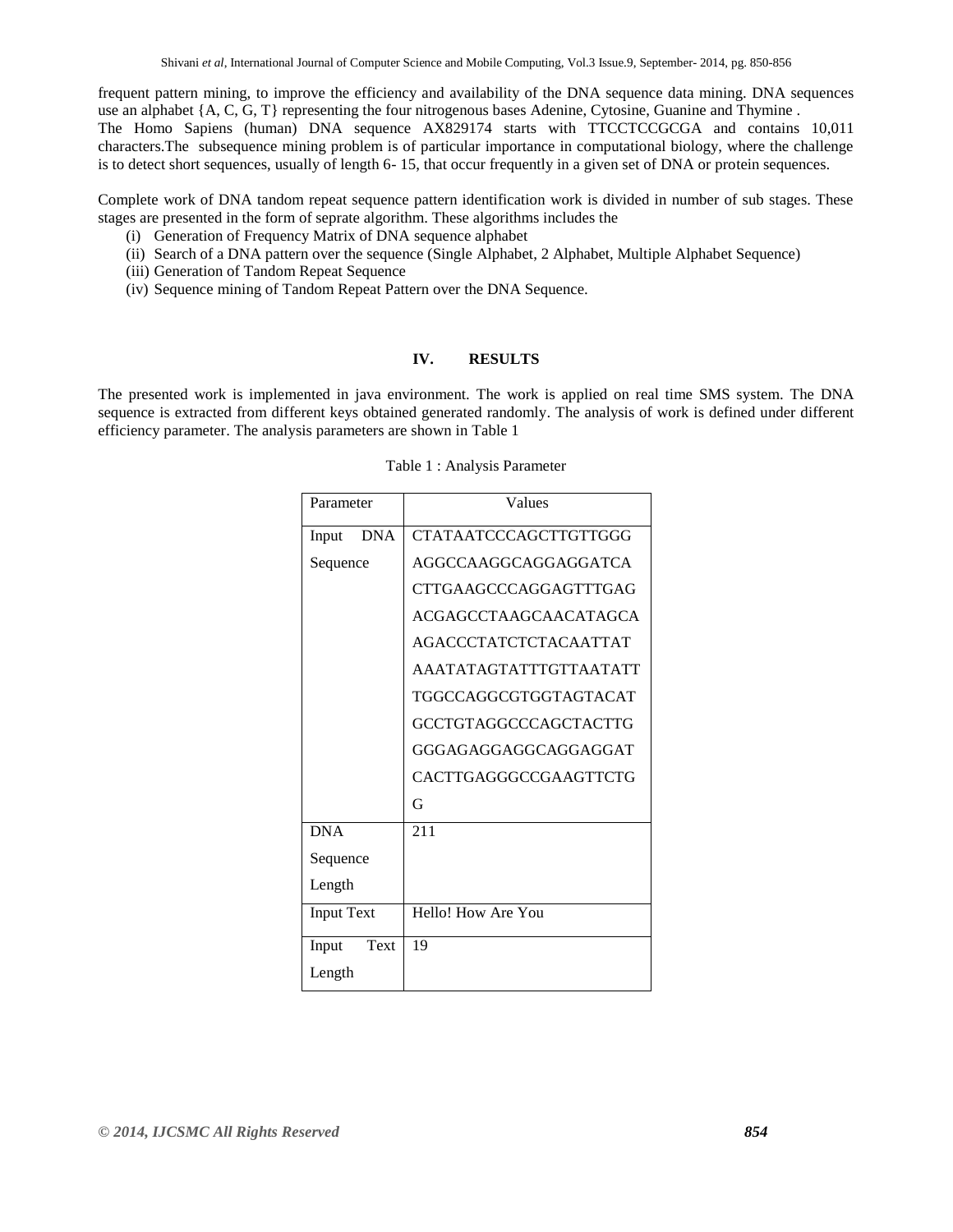frequent pattern mining, to improve the efficiency and availability of the DNA sequence data mining. DNA sequences use an alphabet {A, C, G, T} representing the four nitrogenous bases Adenine, Cytosine, Guanine and Thymine . The Homo Sapiens (human) DNA sequence AX829174 starts with TTCCTCCGCGA and contains 10,011 characters.The subsequence mining problem is of particular importance in computational biology, where the challenge is to detect short sequences, usually of length 6- 15, that occur frequently in a given set of DNA or protein sequences.

Complete work of DNA tandom repeat sequence pattern identification work is divided in number of sub stages. These stages are presented in the form of seprate algorithm. These algorithms includes the

(i) Generation of Frequency Matrix of DNA sequence alphabet
(ii) Search of a DNA pattern over the sequence (Single Alphabet, 2 Alphabet, Multiple Alphabet Sequence)
(iii) Generation of Tandom Repeat Sequence
(iv) Sequence mining of Tandom Repeat Pattern over the DNA Sequence.

## IV. RESULTS

The presented work is implemented in java environment. The work is applied on real time SMS system. The DNA sequence is extracted from different keys obtained generated randomly. The analysis of work is defined under different efficiency parameter. The analysis parameters are shown in Table 1

Table 1 : Analysis Parameter

| Parameter | Values |
|---|---|
| Input DNA Sequence | CTATAATCCCAGCTTGTTGGG AGGCCAAGGCAGGAGGATCA CTTGAAGCCCAGGAGTTTGAG ACGAGCCTAAGCAACATAGCA AGACCCTATCTCTACAATTAT AAATATAGTATTTGTTAATATT TGGCCAGGCGTGGTAGTACAT GCCTGTAGGCCCAGCTACTTG GGGAGAGGAGGCAGGAGGAT CACTTGAGGGCCGAAGTTCTG G |
| DNA Sequence Length | 211 |
| Input Text | Hello! How Are You |
| Input Text Length | 19 |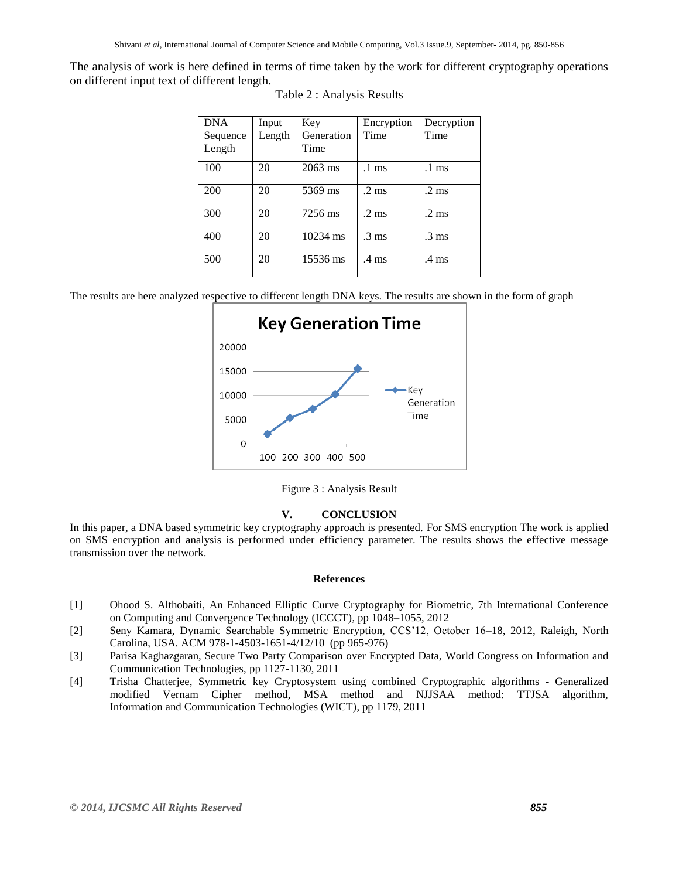The analysis of work is here defined in terms of time taken by the work for different cryptography operations on different input text of different length.

Table 2 : Analysis Results

| DNA Sequence Length | Input Length | Key Generation Time | Encryption Time | Decryption Time |
|---|---|---|---|---|
| 100 | 20 | 2063 ms | .1 ms | .1 ms |
| 200 | 20 | 5369 ms | .2 ms | .2 ms |
| 300 | 20 | 7256 ms | .2 ms | .2 ms |
| 400 | 20 | 10234 ms | .3 ms | .3 ms |
| 500 | 20 | 15536 ms | .4 ms | .4 ms |

The results are here analyzed respective to different length DNA keys. The results are shown in the form of graph

Figure 3 : Analysis Result

## V. CONCLUSION

In this paper, a DNA based symmetric key cryptography approach is presented. For SMS encryption The work is applied on SMS encryption and analysis is performed under efficiency parameter. The results shows the effective message transmission over the network.

## References

[1] Ohood S. Althobaiti, An Enhanced Elliptic Curve Cryptography for Biometric, 7th International Conference on Computing and Convergence Technology (ICCCT), pp 1048–1055, 2012

[2] Seny Kamara, Dynamic Searchable Symmetric Encryption, CCS'12, October 16–18, 2012, Raleigh, North Carolina, USA. ACM 978-1-4503-1651-4/12/10 (pp 965-976)

[3] Parisa Kaghazgaran, Secure Two Party Comparison over Encrypted Data, World Congress on Information and Communication Technologies, pp 1127-1130, 2011

[4] Trisha Chatterjee, Symmetric key Cryptosystem using combined Cryptographic algorithms - Generalized modified Vernam Cipher method, MSA method and NJJSAA method: TTJSA algorithm, Information and Communication Technologies (WICT), pp 1179, 2011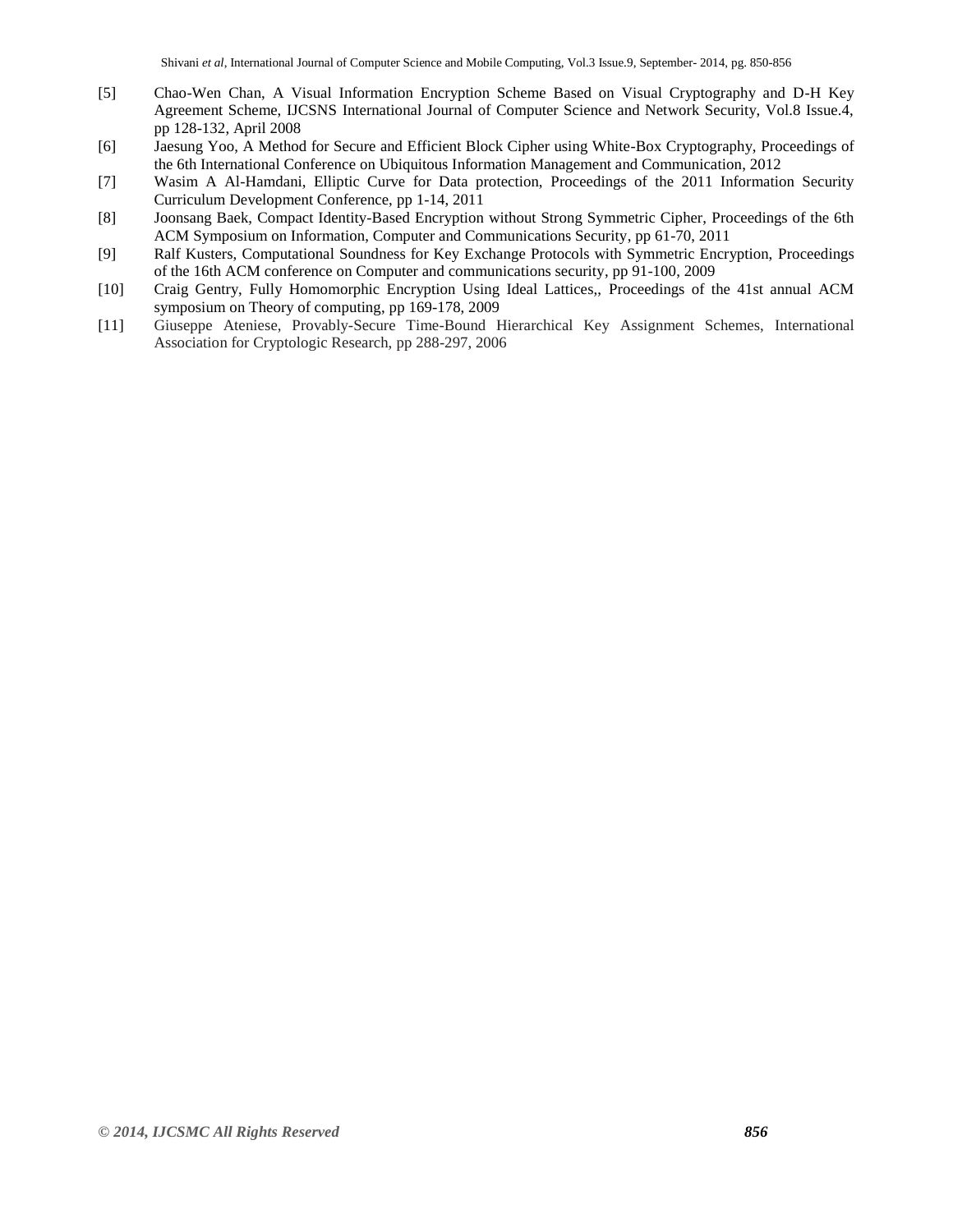[5] Chao-Wen Chan, A Visual Information Encryption Scheme Based on Visual Cryptography and D-H Key Agreement Scheme, IJCSNS International Journal of Computer Science and Network Security, Vol.8 Issue.4, pp 128-132, April 2008

[6] Jaesung Yoo, A Method for Secure and Efficient Block Cipher using White-Box Cryptography, Proceedings of the 6th International Conference on Ubiquitous Information Management and Communication, 2012

[7] Wasim A Al-Hamdani, Elliptic Curve for Data protection, Proceedings of the 2011 Information Security Curriculum Development Conference, pp 1-14, 2011

[8] Joonsang Baek, Compact Identity-Based Encryption without Strong Symmetric Cipher, Proceedings of the 6th ACM Symposium on Information, Computer and Communications Security, pp 61-70, 2011

[9] Ralf Kusters, Computational Soundness for Key Exchange Protocols with Symmetric Encryption, Proceedings of the 16th ACM conference on Computer and communications security, pp 91-100, 2009

[10] Craig Gentry, Fully Homomorphic Encryption Using Ideal Lattices,, Proceedings of the 41st annual ACM symposium on Theory of computing, pp 169-178, 2009

[11] Giuseppe Ateniese, Provably-Secure Time-Bound Hierarchical Key Assignment Schemes, International Association for Cryptologic Research, pp 288-297, 2006